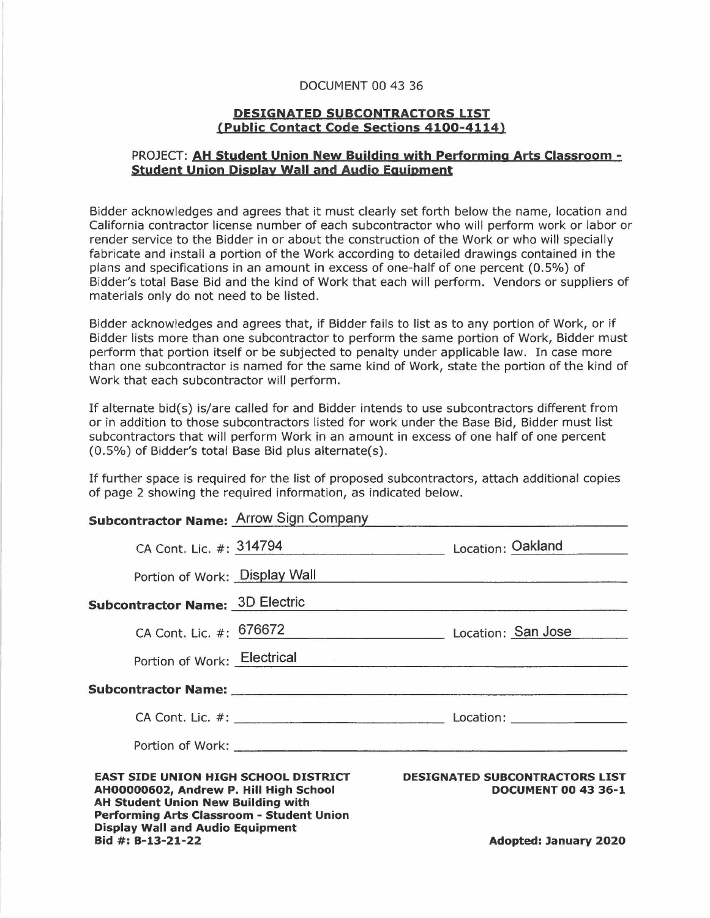DOCUMENT 00 43 36

## DESIGNATED SUBCONTRACTORS LIST
## (Public Contact Code Sections 4100-4114)

PROJECT: **AH Student Union New Building with Performing Arts Classroom - Student Union Display Wall and Audio Equipment**

Bidder acknowledges and agrees that it must clearly set forth below the name, location and California contractor license number of each subcontractor who will perform work or labor or render service to the Bidder in or about the construction of the Work or who will specially fabricate and install a portion of the Work according to detailed drawings contained in the plans and specifications in an amount in excess of one-half of one percent (0.5%) of Bidder's total Base Bid and the kind of Work that each will perform. Vendors or suppliers of materials only do not need to be listed.

Bidder acknowledges and agrees that, if Bidder fails to list as to any portion of Work, or if Bidder lists more than one subcontractor to perform the same portion of Work, Bidder must perform that portion itself or be subjected to penalty under applicable law. In case more than one subcontractor is named for the same kind of Work, state the portion of the kind of Work that each subcontractor will perform.

If alternate bid(s) is/are called for and Bidder intends to use subcontractors different from or in addition to those subcontractors listed for work under the Base Bid, Bidder must list subcontractors that will perform Work in an amount in excess of one half of one percent (0.5%) of Bidder's total Base Bid plus alternate(s).

If further space is required for the list of proposed subcontractors, attach additional copies of page 2 showing the required information, as indicated below.

**Subcontractor Name:** Arrow Sign Company

CA Cont. Lic. #: 314794 Location: Oakland

Portion of Work: Display Wall

**Subcontractor Name:** 3D Electric

CA Cont. Lic. #: 676672 Location: San Jose

Portion of Work: Electrical

**Subcontractor Name:** ____________________

CA Cont. Lic. #: ____________________ Location: ____________________

Portion of Work: ____________________

**EAST SIDE UNION HIGH SCHOOL DISTRICT**
**AH00000602, Andrew P. Hill High School**
**AH Student Union New Building with Performing Arts Classroom - Student Union Display Wall and Audio Equipment**
**Bid #: B-13-21-22**

**DESIGNATED SUBCONTRACTORS LIST**
**DOCUMENT 00 43 36-1**

**Adopted: January 2020**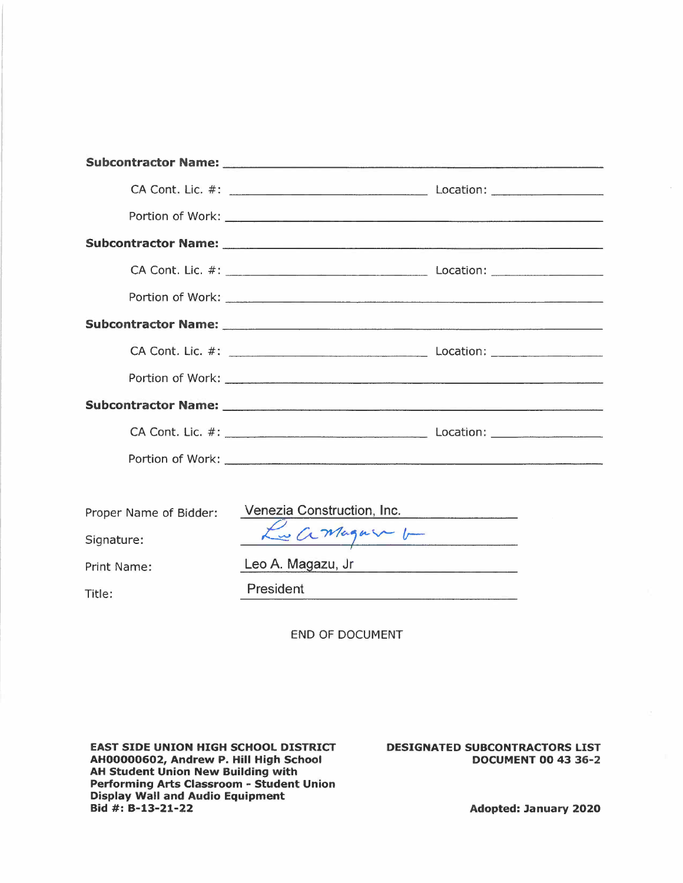**Subcontractor Name:** ______________________________________________

CA Cont. Lic. #: ______________________ Location: ______________

Portion of Work: ______________________________________________

**Subcontractor Name:** ______________________________________________

CA Cont. Lic. #: ______________________ Location: ______________

Portion of Work: ______________________________________________

**Subcontractor Name:** ______________________________________________

CA Cont. Lic. #: ______________________ Location: ______________

Portion of Work: ______________________________________________

**Subcontractor Name:** ______________________________________________

CA Cont. Lic. #: ______________________ Location: ______________

Portion of Work: ______________________________________________

Proper Name of Bidder: Venezia Construction, Inc.

Signature: Leo A Magazu Jr

Print Name: Leo A. Magazu, Jr

Title: President

END OF DOCUMENT

**EAST SIDE UNION HIGH SCHOOL DISTRICT**
**AH00000602, Andrew P. Hill High School**
**AH Student Union New Building with Performing Arts Classroom - Student Union Display Wall and Audio Equipment**
**Bid #: B-13-21-22**

**DESIGNATED SUBCONTRACTORS LIST**
**DOCUMENT 00 43 36-2**

**Adopted: January 2020**